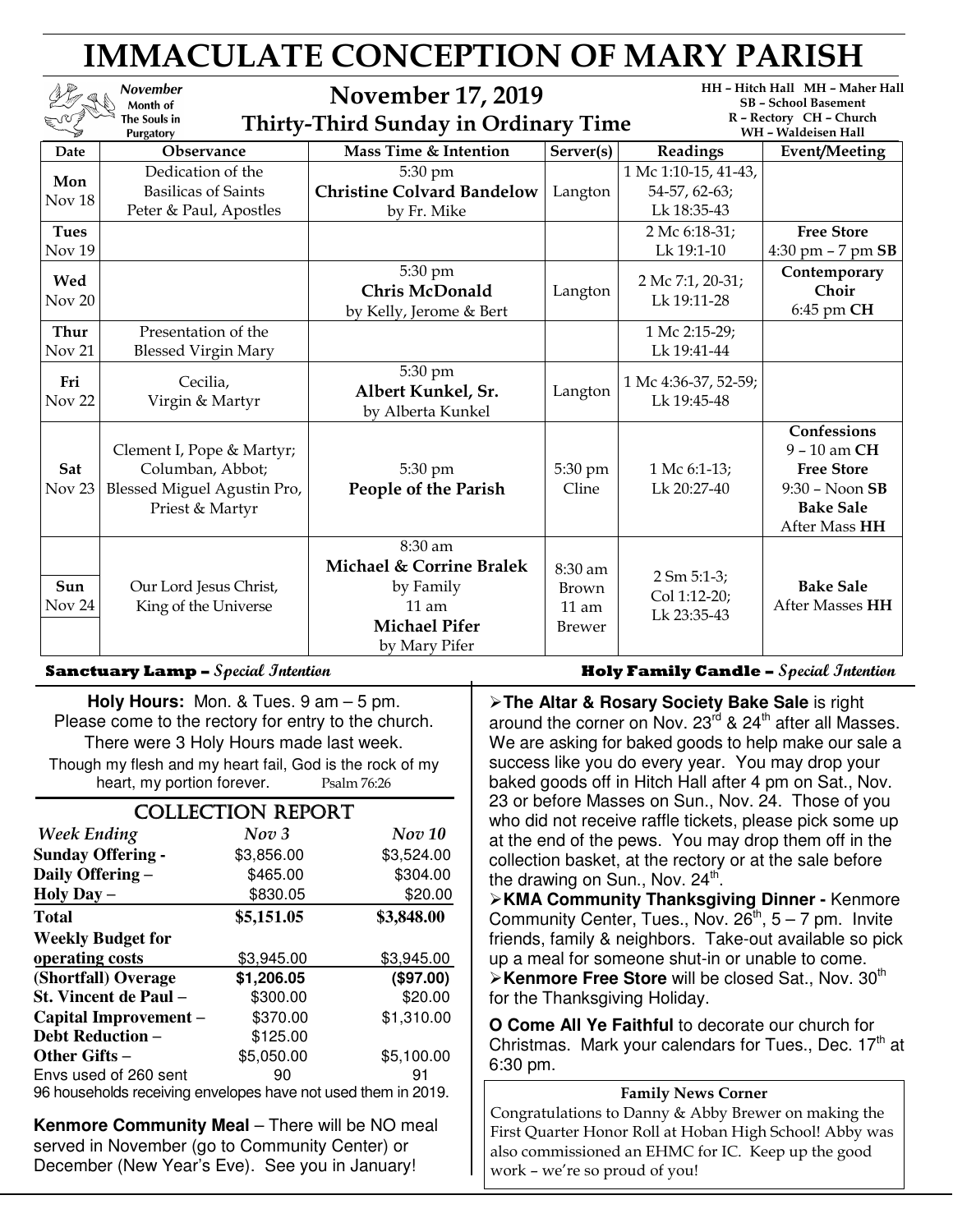# IMMACULATE CONCEPTION OF MARY PARISH

*November Month of The Souls in Purgatory*

## November 17, 2019

### Thirty-Third Sunday in Ordinary Time

HH – Hitch Hall MH – Maher Hall
SB – School Basement
R – Rectory CH – Church
WH – Waldeisen Hall

| Date | Observance | Mass Time & Intention | Server(s) | Readings | Event/Meeting |
|---|---|---|---|---|---|
| **Mon** Nov 18 | Dedication of the Basilicas of Saints Peter & Paul, Apostles | 5:30 pm **Christine Colvard Bandelow** by Fr. Mike | Langton | 1 Mc 1:10-15, 41-43, 54-57, 62-63; Lk 18:35-43 | |
| **Tues** Nov 19 | | | | 2 Mc 6:18-31; Lk 19:1-10 | **Free Store** 4:30 pm – 7 pm **SB** |
| **Wed** Nov 20 | | 5:30 pm **Chris McDonald** by Kelly, Jerome & Bert | Langton | 2 Mc 7:1, 20-31; Lk 19:11-28 | **Contemporary Choir** 6:45 pm **CH** |
| **Thur** Nov 21 | Presentation of the Blessed Virgin Mary | | | 1 Mc 2:15-29; Lk 19:41-44 | |
| **Fri** Nov 22 | Cecilia, Virgin & Martyr | 5:30 pm **Albert Kunkel, Sr.** by Alberta Kunkel | Langton | 1 Mc 4:36-37, 52-59; Lk 19:45-48 | |
| **Sat** Nov 23 | Clement I, Pope & Martyr; Columban, Abbot; Blessed Miguel Agustin Pro, Priest & Martyr | 5:30 pm **People of the Parish** | 5:30 pm Cline | 1 Mc 6:1-13; Lk 20:27-40 | **Confessions** 9 – 10 am **CH** **Free Store** 9:30 – Noon **SB** **Bake Sale** After Mass **HH** |
| **Sun** Nov 24 | Our Lord Jesus Christ, King of the Universe | 8:30 am **Michael & Corrine Bralek** by Family 11 am **Michael Pifer** by Mary Pifer | 8:30 am Brown 11 am Brewer | 2 Sm 5:1-3; Col 1:12-20; Lk 23:35-43 | **Bake Sale** After Masses **HH** |

**Sanctuary Lamp –** *Special Intention*

**Holy Family Candle –** *Special Intention*

**Holy Hours:** Mon. & Tues. 9 am – 5 pm. Please come to the rectory for entry to the church. There were 3 Holy Hours made last week.

Though my flesh and my heart fail, God is the rock of my heart, my portion forever. Psalm 76:26

## COLLECTION REPORT

| *Week Ending* | *Nov 3* | *Nov 10* |
|---|---|---|
| **Sunday Offering -** | $3,856.00 | $3,524.00 |
| **Daily Offering –** | $465.00 | $304.00 |
| **Holy Day –** | $830.05 | $20.00 |
| **Total** | **$5,151.05** | **$3,848.00** |
| **Weekly Budget for operating costs** | $3,945.00 | $3,945.00 |
| **(Shortfall) Overage** | **$1,206.05** | **($97.00)** |
| **St. Vincent de Paul –** | $300.00 | $20.00 |
| **Capital Improvement –** | $370.00 | $1,310.00 |
| **Debt Reduction –** | $125.00 | |
| **Other Gifts –** | $5,050.00 | $5,100.00 |
| Envs used of 260 sent | 90 | 91 |

96 households receiving envelopes have not used them in 2019.

**Kenmore Community Meal** – There will be NO meal served in November (go to Community Center) or December (New Year's Eve). See you in January!

➢ **The Altar & Rosary Society Bake Sale** is right around the corner on Nov. 23rd & 24th after all Masses. We are asking for baked goods to help make our sale a success like you do every year. You may drop your baked goods off in Hitch Hall after 4 pm on Sat., Nov. 23 or before Masses on Sun., Nov. 24. Those of you who did not receive raffle tickets, please pick some up at the end of the pews. You may drop them off in the collection basket, at the rectory or at the sale before the drawing on Sun., Nov. 24th.

➢ **KMA Community Thanksgiving Dinner -** Kenmore Community Center, Tues., Nov. 26th, 5 – 7 pm. Invite friends, family & neighbors. Take-out available so pick up a meal for someone shut-in or unable to come.

➢ **Kenmore Free Store** will be closed Sat., Nov. 30th for the Thanksgiving Holiday.

**O Come All Ye Faithful** to decorate our church for Christmas. Mark your calendars for Tues., Dec. 17th at 6:30 pm.

**Family News Corner**

Congratulations to Danny & Abby Brewer on making the First Quarter Honor Roll at Hoban High School! Abby was also commissioned an EHMC for IC. Keep up the good work – we're so proud of you!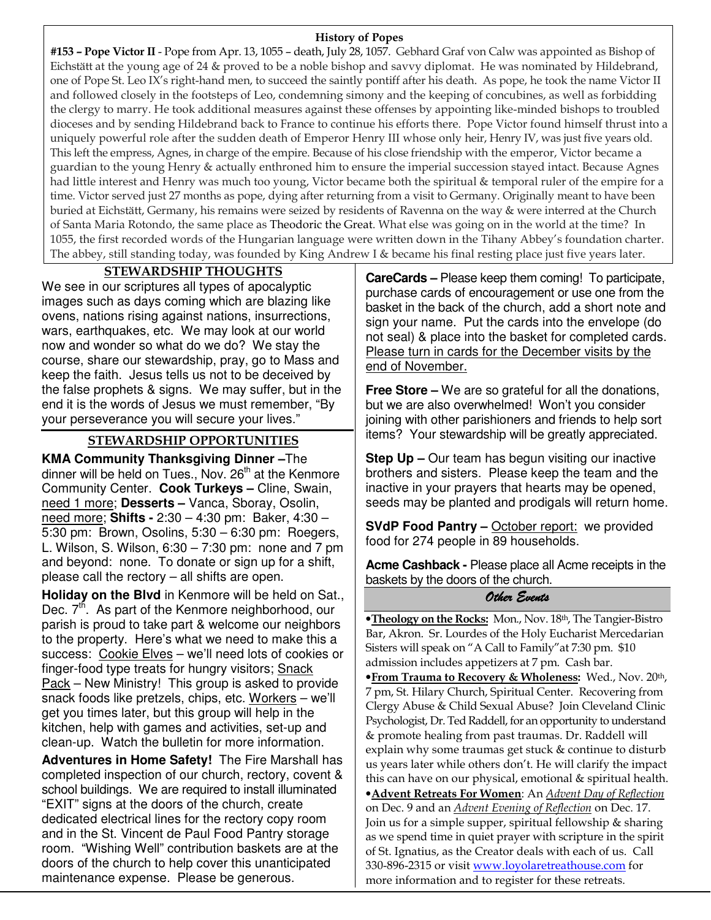## History of Popes

**#153 – Pope Victor II** - Pope from Apr. 13, 1055 – death, July 28, 1057. Gebhard Graf von Calw was appointed as Bishop of Eichstätt at the young age of 24 & proved to be a noble bishop and savvy diplomat. He was nominated by Hildebrand, one of Pope St. Leo IX's right-hand men, to succeed the saintly pontiff after his death. As pope, he took the name Victor II and followed closely in the footsteps of Leo, condemning simony and the keeping of concubines, as well as forbidding the clergy to marry. He took additional measures against these offenses by appointing like-minded bishops to troubled dioceses and by sending Hildebrand back to France to continue his efforts there. Pope Victor found himself thrust into a uniquely powerful role after the sudden death of Emperor Henry III whose only heir, Henry IV, was just five years old. This left the empress, Agnes, in charge of the empire. Because of his close friendship with the emperor, Victor became a guardian to the young Henry & actually enthroned him to ensure the imperial succession stayed intact. Because Agnes had little interest and Henry was much too young, Victor became both the spiritual & temporal ruler of the empire for a time. Victor served just 27 months as pope, dying after returning from a visit to Germany. Originally meant to have been buried at Eichstätt, Germany, his remains were seized by residents of Ravenna on the way & were interred at the Church of Santa Maria Rotondo, the same place as Theodoric the Great. What else was going on in the world at the time? In 1055, the first recorded words of the Hungarian language were written down in the Tihany Abbey's foundation charter. The abbey, still standing today, was founded by King Andrew I & became his final resting place just five years later.

## STEWARDSHIP THOUGHTS

We see in our scriptures all types of apocalyptic images such as days coming which are blazing like ovens, nations rising against nations, insurrections, wars, earthquakes, etc. We may look at our world now and wonder so what do we do? We stay the course, share our stewardship, pray, go to Mass and keep the faith. Jesus tells us not to be deceived by the false prophets & signs. We may suffer, but in the end it is the words of Jesus we must remember, "By your perseverance you will secure your lives."

## STEWARDSHIP OPPORTUNITIES

**KMA Community Thanksgiving Dinner** –The dinner will be held on Tues., Nov. 26th at the Kenmore Community Center. **Cook Turkeys** – Cline, Swain, need 1 more; **Desserts** – Vanca, Sboray, Osolin, need more; **Shifts** - 2:30 – 4:30 pm: Baker, 4:30 – 5:30 pm: Brown, Osolins, 5:30 – 6:30 pm: Roegers, L. Wilson, S. Wilson, 6:30 – 7:30 pm: none and 7 pm and beyond: none. To donate or sign up for a shift, please call the rectory – all shifts are open.

**Holiday on the Blvd** in Kenmore will be held on Sat., Dec. 7th. As part of the Kenmore neighborhood, our parish is proud to take part & welcome our neighbors to the property. Here's what we need to make this a success: Cookie Elves – we'll need lots of cookies or finger-food type treats for hungry visitors; Snack Pack – New Ministry! This group is asked to provide snack foods like pretzels, chips, etc. Workers – we'll get you times later, but this group will help in the kitchen, help with games and activities, set-up and clean-up. Watch the bulletin for more information.

**Adventures in Home Safety!** The Fire Marshall has completed inspection of our church, rectory, covent & school buildings. We are required to install illuminated "EXIT" signs at the doors of the church, create dedicated electrical lines for the rectory copy room and in the St. Vincent de Paul Food Pantry storage room. "Wishing Well" contribution baskets are at the doors of the church to help cover this unanticipated maintenance expense. Please be generous.

**CareCards** – Please keep them coming! To participate, purchase cards of encouragement or use one from the basket in the back of the church, add a short note and sign your name. Put the cards into the envelope (do not seal) & place into the basket for completed cards. Please turn in cards for the December visits by the end of November.

**Free Store** – We are so grateful for all the donations, but we are also overwhelmed! Won't you consider joining with other parishioners and friends to help sort items? Your stewardship will be greatly appreciated.

**Step Up** – Our team has begun visiting our inactive brothers and sisters. Please keep the team and the inactive in your prayers that hearts may be opened, seeds may be planted and prodigals will return home.

**SVdP Food Pantry** – October report: we provided food for 274 people in 89 households.

**Acme Cashback** - Please place all Acme receipts in the baskets by the doors of the church.

## *Other Events*

- **Theology on the Rocks:** Mon., Nov. 18th, The Tangier-Bistro Bar, Akron. Sr. Lourdes of the Holy Eucharist Mercedarian Sisters will speak on "A Call to Family" at 7:30 pm. $10 admission includes appetizers at 7 pm. Cash bar.
- **From Trauma to Recovery & Wholeness:** Wed., Nov. 20th, 7 pm, St. Hilary Church, Spiritual Center. Recovering from Clergy Abuse & Child Sexual Abuse? Join Cleveland Clinic Psychologist, Dr. Ted Raddell, for an opportunity to understand & promote healing from past traumas. Dr. Raddell will explain why some traumas get stuck & continue to disturb us years later while others don't. He will clarify the impact this can have on our physical, emotional & spiritual health.
- **Advent Retreats For Women**: An *Advent Day of Reflection* on Dec. 9 and an *Advent Evening of Reflection* on Dec. 17. Join us for a simple supper, spiritual fellowship & sharing as we spend time in quiet prayer with scripture in the spirit of St. Ignatius, as the Creator deals with each of us. Call 330-896-2315 or visit www.loyolaretreathouse.com for more information and to register for these retreats.